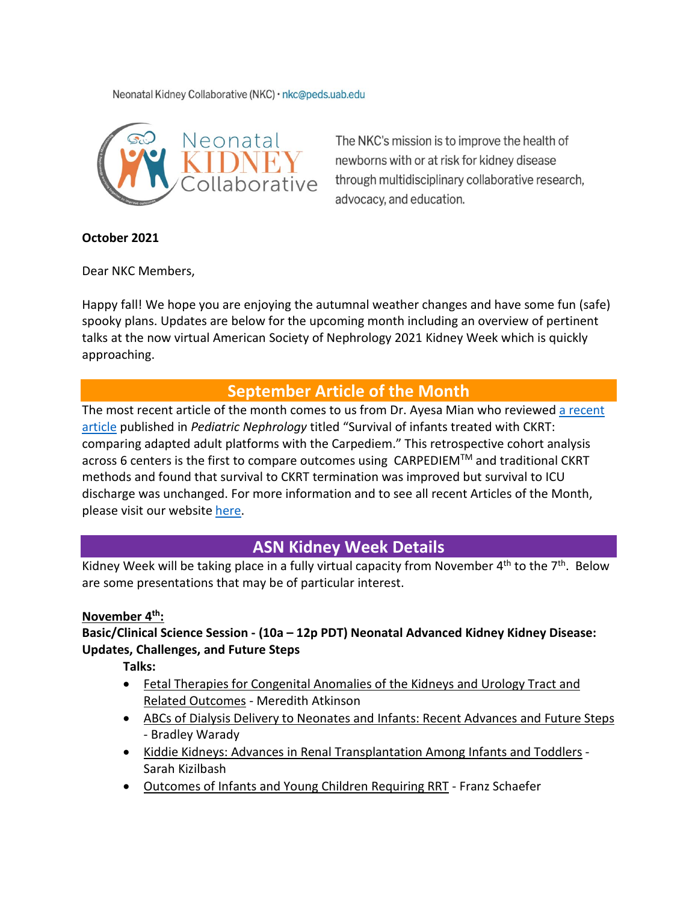Neonatal Kidney Collaborative (NKC) · nkc@peds.uab.edu

The NKC's mission is to improve the health of newborns with or at risk for kidney disease through multidisciplinary collaborative research, advocacy, and education.

**October 2021**

Dear NKC Members,

Happy fall! We hope you are enjoying the autumnal weather changes and have some fun (safe) spooky plans. Updates are below for the upcoming month including an overview of pertinent talks at the now virtual American Society of Nephrology 2021 Kidney Week which is quickly approaching.

## September Article of the Month

The most recent article of the month comes to us from Dr. Ayesa Mian who reviewed a recent article published in *Pediatric Nephrology* titled "Survival of infants treated with CKRT: comparing adapted adult platforms with the Carpediem." This retrospective cohort analysis across 6 centers is the first to compare outcomes using CARPEDIEM$^{TM}$ and traditional CKRT methods and found that survival to CKRT termination was improved but survival to ICU discharge was unchanged. For more information and to see all recent Articles of the Month, please visit our website here.

## ASN Kidney Week Details

Kidney Week will be taking place in a fully virtual capacity from November 4$^{th}$ to the 7$^{th}$. Below are some presentations that may be of particular interest.

**November 4$^{th}$:**

**Basic/Clinical Science Session - (10a – 12p PDT) Neonatal Advanced Kidney Kidney Disease: Updates, Challenges, and Future Steps**

**Talks:**

- Fetal Therapies for Congenital Anomalies of the Kidneys and Urology Tract and Related Outcomes - Meredith Atkinson
- ABCs of Dialysis Delivery to Neonates and Infants: Recent Advances and Future Steps - Bradley Warady
- Kiddie Kidneys: Advances in Renal Transplantation Among Infants and Toddlers - Sarah Kizilbash
- Outcomes of Infants and Young Children Requiring RRT - Franz Schaefer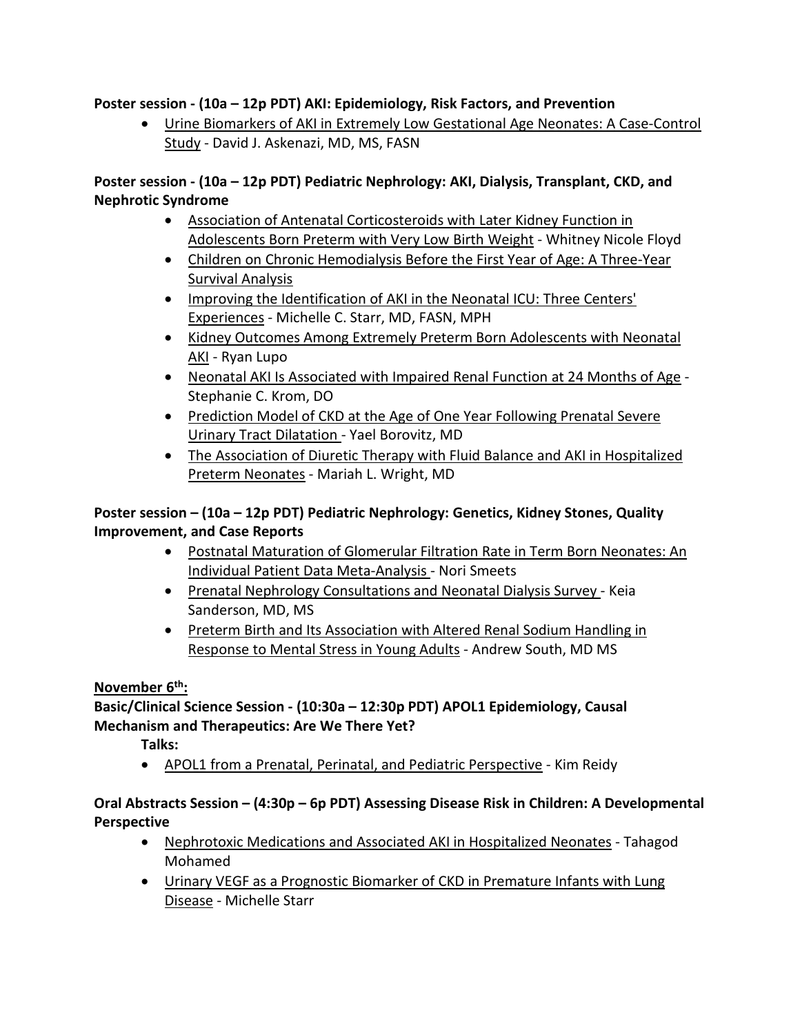**Poster session - (10a – 12p PDT) AKI: Epidemiology, Risk Factors, and Prevention**

- Urine Biomarkers of AKI in Extremely Low Gestational Age Neonates: A Case-Control Study - David J. Askenazi, MD, MS, FASN

**Poster session - (10a – 12p PDT) Pediatric Nephrology: AKI, Dialysis, Transplant, CKD, and Nephrotic Syndrome**

- Association of Antenatal Corticosteroids with Later Kidney Function in Adolescents Born Preterm with Very Low Birth Weight - Whitney Nicole Floyd
- Children on Chronic Hemodialysis Before the First Year of Age: A Three-Year Survival Analysis
- Improving the Identification of AKI in the Neonatal ICU: Three Centers' Experiences - Michelle C. Starr, MD, FASN, MPH
- Kidney Outcomes Among Extremely Preterm Born Adolescents with Neonatal AKI - Ryan Lupo
- Neonatal AKI Is Associated with Impaired Renal Function at 24 Months of Age - Stephanie C. Krom, DO
- Prediction Model of CKD at the Age of One Year Following Prenatal Severe Urinary Tract Dilatation - Yael Borovitz, MD
- The Association of Diuretic Therapy with Fluid Balance and AKI in Hospitalized Preterm Neonates - Mariah L. Wright, MD

**Poster session – (10a – 12p PDT) Pediatric Nephrology: Genetics, Kidney Stones, Quality Improvement, and Case Reports**

- Postnatal Maturation of Glomerular Filtration Rate in Term Born Neonates: An Individual Patient Data Meta-Analysis - Nori Smeets
- Prenatal Nephrology Consultations and Neonatal Dialysis Survey - Keia Sanderson, MD, MS
- Preterm Birth and Its Association with Altered Renal Sodium Handling in Response to Mental Stress in Young Adults - Andrew South, MD MS

**November 6th:**

**Basic/Clinical Science Session - (10:30a – 12:30p PDT) APOL1 Epidemiology, Causal Mechanism and Therapeutics: Are We There Yet?**

**Talks:**

- APOL1 from a Prenatal, Perinatal, and Pediatric Perspective - Kim Reidy

**Oral Abstracts Session – (4:30p – 6p PDT) Assessing Disease Risk in Children: A Developmental Perspective**

- Nephrotoxic Medications and Associated AKI in Hospitalized Neonates - Tahagod Mohamed
- Urinary VEGF as a Prognostic Biomarker of CKD in Premature Infants with Lung Disease - Michelle Starr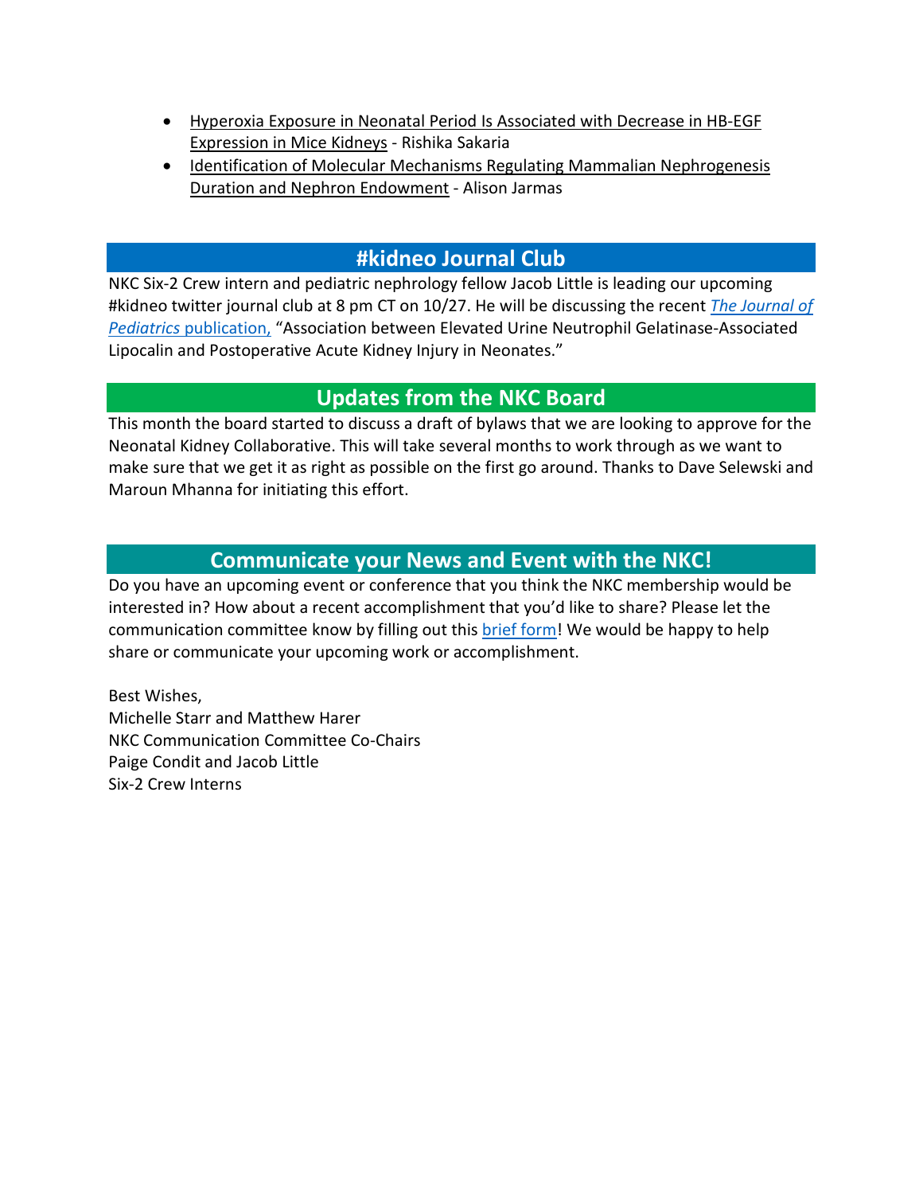- Hyperoxia Exposure in Neonatal Period Is Associated with Decrease in HB-EGF Expression in Mice Kidneys - Rishika Sakaria
- Identification of Molecular Mechanisms Regulating Mammalian Nephrogenesis Duration and Nephron Endowment - Alison Jarmas

## #kidneo Journal Club

NKC Six-2 Crew intern and pediatric nephrology fellow Jacob Little is leading our upcoming #kidneo twitter journal club at 8 pm CT on 10/27. He will be discussing the recent *The Journal of Pediatrics* publication, "Association between Elevated Urine Neutrophil Gelatinase-Associated Lipocalin and Postoperative Acute Kidney Injury in Neonates."

## Updates from the NKC Board

This month the board started to discuss a draft of bylaws that we are looking to approve for the Neonatal Kidney Collaborative. This will take several months to work through as we want to make sure that we get it as right as possible on the first go around. Thanks to Dave Selewski and Maroun Mhanna for initiating this effort.

## Communicate your News and Event with the NKC!

Do you have an upcoming event or conference that you think the NKC membership would be interested in? How about a recent accomplishment that you'd like to share? Please let the communication committee know by filling out this brief form! We would be happy to help share or communicate your upcoming work or accomplishment.

Best Wishes,
Michelle Starr and Matthew Harer
NKC Communication Committee Co-Chairs
Paige Condit and Jacob Little
Six-2 Crew Interns